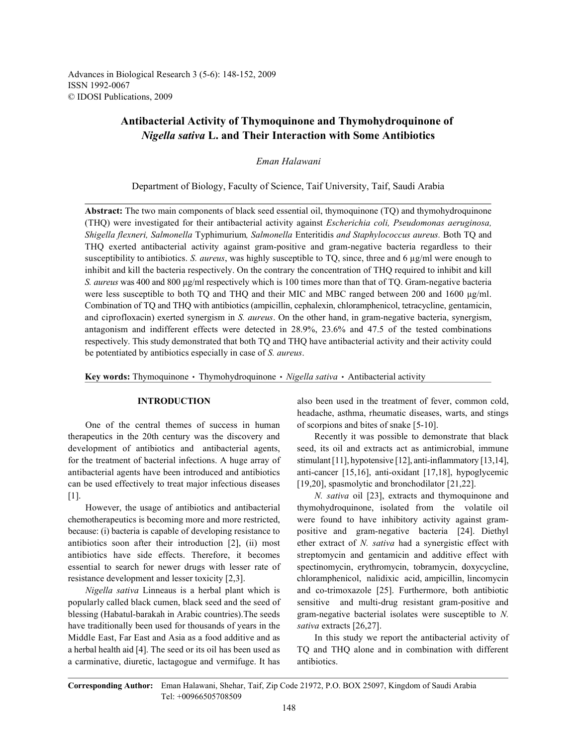Advances in Biological Research 3 (5-6): 148-152, 2009
ISSN 1992-0067
© IDOSI Publications, 2009

# Antibacterial Activity of Thymoquinone and Thymohydroquinone of *Nigella sativa* L. and Their Interaction with Some Antibiotics

*Eman Halawani*

Department of Biology, Faculty of Science, Taif University, Taif, Saudi Arabia

**Abstract:** The two main components of black seed essential oil, thymoquinone (TQ) and thymohydroquinone (THQ) were investigated for their antibacterial activity against *Escherichia coli, Pseudomonas aeruginosa, Shigella flexneri, Salmonella* Typhimurium*, Salmonella* Enteritidis *and Staphylococcus aureus.* Both TQ and THQ exerted antibacterial activity against gram-positive and gram-negative bacteria regardless to their susceptibility to antibiotics. *S. aureus*, was highly susceptible to TQ, since, three and 6 µg/ml were enough to inhibit and kill the bacteria respectively. On the contrary the concentration of THQ required to inhibit and kill *S. aureus* was 400 and 800 µg/ml respectively which is 100 times more than that of TQ. Gram-negative bacteria were less susceptible to both TQ and THQ and their MIC and MBC ranged between 200 and 1600 µg/ml. Combination of TQ and THQ with antibiotics (ampicillin, cephalexin, chloramphenicol, tetracycline, gentamicin, and ciprofloxacin) exerted synergism in *S. aureus*. On the other hand, in gram-negative bacteria, synergism, antagonism and indifferent effects were detected in 28.9%, 23.6% and 47.5 of the tested combinations respectively. This study demonstrated that both TQ and THQ have antibacterial activity and their activity could be potentiated by antibiotics especially in case of *S. aureus*.

**Key words:** Thymoquinone · Thymohydroquinone · *Nigella sativa* · Antibacterial activity

## INTRODUCTION

One of the central themes of success in human therapeutics in the 20th century was the discovery and development of antibiotics and antibacterial agents, for the treatment of bacterial infections. A huge array of antibacterial agents have been introduced and antibiotics can be used effectively to treat major infectious diseases [1].

However, the usage of antibiotics and antibacterial chemotherapeutics is becoming more and more restricted, because: (i) bacteria is capable of developing resistance to antibiotics soon after their introduction [2], (ii) most antibiotics have side effects. Therefore, it becomes essential to search for newer drugs with lesser rate of resistance development and lesser toxicity [2,3].

*Nigella sativa* Linneaus is a herbal plant which is popularly called black cumen, black seed and the seed of blessing (Habatul-barakah in Arabic countries).The seeds have traditionally been used for thousands of years in the Middle East, Far East and Asia as a food additive and as a herbal health aid [4]. The seed or its oil has been used as a carminative, diuretic, lactagogue and vermifuge. It has also been used in the treatment of fever, common cold, headache, asthma, rheumatic diseases, warts, and stings of scorpions and bites of snake [5-10].

Recently it was possible to demonstrate that black seed, its oil and extracts act as antimicrobial, immune stimulant [11], hypotensive [12], anti-inflammatory [13,14], anti-cancer [15,16], anti-oxidant [17,18], hypoglycemic [19,20], spasmolytic and bronchodilator [21,22].

*N. sativa* oil [23], extracts and thymoquinone and thymohydroquinone, isolated from the volatile oil were found to have inhibitory activity against gram-positive and gram-negative bacteria [24]. Diethyl ether extract of *N. sativa* had a synergistic effect with streptomycin and gentamicin and additive effect with spectinomycin, erythromycin, tobramycin, doxycycline, chloramphenicol, nalidixic acid, ampicillin, lincomycin and co-trimoxazole [25]. Furthermore, both antibiotic sensitive and multi-drug resistant gram-positive and gram-negative bacterial isolates were susceptible to *N. sativa* extracts [26,27].

In this study we report the antibacterial activity of TQ and THQ alone and in combination with different antibiotics.

**Corresponding Author:** Eman Halawani, Shehar, Taif, Zip Code 21972, P.O. BOX 25097, Kingdom of Saudi Arabia
Tel: +00966505708509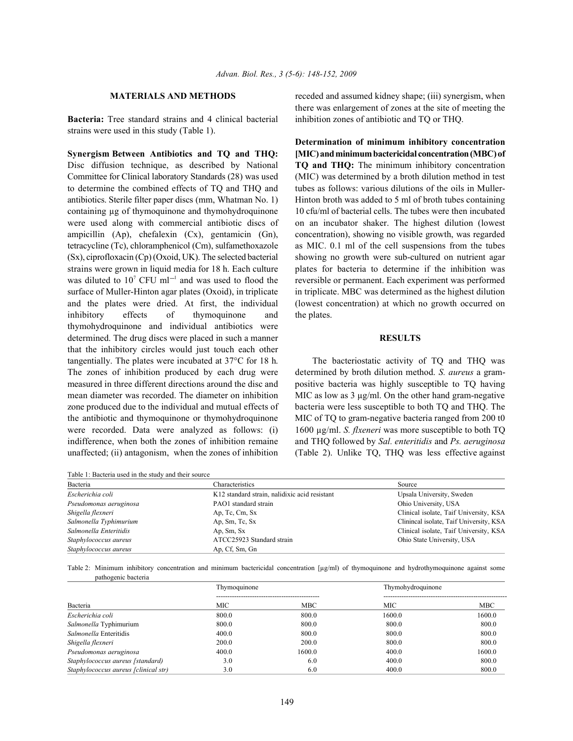## MATERIALS AND METHODS

**Bacteria:** Tree standard strains and 4 clinical bacterial strains were used in this study (Table 1).

**Synergism Between Antibiotics and TQ and THQ:** Disc diffusion technique, as described by National Committee for Clinical laboratory Standards (28) was used to determine the combined effects of TQ and THQ and antibiotics. Sterile filter paper discs (mm, Whatman No. 1) containing μg of thymoquinone and thymohydroquinone were used along with commercial antibiotic discs of ampicillin (Ap), chefalexin (Cx), gentamicin (Gn), tetracycline (Tc), chloramphenicol (Cm), sulfamethoxazole (Sx), ciprofloxacin (Cp) (Oxoid, UK). The selected bacterial strains were grown in liquid media for 18 h. Each culture was diluted to $10^7$ CFU $ml^{-1}$ and was used to flood the surface of Muller-Hinton agar plates (Oxoid), in triplicate and the plates were dried. At first, the individual inhibitory effects of thymoquinone and thymohydroquinone and individual antibiotics were determined. The drug discs were placed in such a manner that the inhibitory circles would just touch each other tangentially. The plates were incubated at 37°C for 18 h. The zones of inhibition produced by each drug were measured in three different directions around the disc and mean diameter was recorded. The diameter on inhibition zone produced due to the individual and mutual effects of the antibiotic and thymoquinone or thymohydroquinone were recorded. Data were analyzed as follows: (i) indifference, when both the zones of inhibition remaine unaffected; (ii) antagonism, when the zones of inhibition receded and assumed kidney shape; (iii) synergism, when there was enlargement of zones at the site of meeting the inhibition zones of antibiotic and TQ or THQ.

**Determination of minimum inhibitory concentration [MIC) and minimum bactericidal concentration (MBC) of TQ and THQ:** The minimum inhibitory concentration (MIC) was determined by a broth dilution method in test tubes as follows: various dilutions of the oils in Muller-Hinton broth was added to 5 ml of broth tubes containing 10 cfu/ml of bacterial cells. The tubes were then incubated on an incubator shaker. The highest dilution (lowest concentration), showing no visible growth, was regarded as MIC. 0.1 ml of the cell suspensions from the tubes showing no growth were sub-cultured on nutrient agar plates for bacteria to determine if the inhibition was reversible or permanent. Each experiment was performed in triplicate. MBC was determined as the highest dilution (lowest concentration) at which no growth occurred on the plates.

## RESULTS

The bacteriostatic activity of TQ and THQ was determined by broth dilution method. *S. aureus* a gram-positive bacteria was highly susceptible to TQ having MIC as low as 3 μg/ml. On the other hand gram-negative bacteria were less susceptible to both TQ and THQ. The MIC of TQ to gram-negative bacteria ranged from 200 t0 1600 μg/ml. *S. flxeneri* was more susceptible to both TQ and THQ followed by *Sal. enteritidis* and *Ps. aeruginosa* (Table 2). Unlike TQ, THQ was less effective against

Table 1: Bacteria used in the study and their source

| Bacteria | Characteristics | Source |
|---|---|---|
| *Escherichia coli* | K12 standard strain, nalidixic acid resistant | Upsala University, Sweden |
| *Pseudomonas aeruginosa* | PAO1 standard strain | Ohio University, USA |
| *Shigella flexneri* | Ap, Tc, Cm, Sx | Clinical isolate, Taif University, KSA |
| *Salmonella Typhimurium* | Ap, Sm, Tc, Sx | Clinincal isolate, Taif University, KSA |
| *Salmonella Enteritidis* | Ap, Sm, Sx | Clinical isolate, Taif University, KSA |
| *Staphylococcus aureus* | ATCC25923 Standard strain | Ohio State University, USA |
| *Staphylococcus aureus* | Ap, Cf, Sm, Gn | |

Table 2: Minimum inhibitory concentration and minimum bactericidal concentration [μg/ml) of thymoquinone and hydrothymoquinone against some pathogenic bacteria

| | Thymoquinone | | Thymohydroquinone | |
|---|---|---|---|---|
| Bacteria | MIC | MBC | MIC | MBC |
| *Escherichia coli* | 800.0 | 800.0 | 1600.0 | 1600.0 |
| *Salmonella* Typhimurium | 800.0 | 800.0 | 800.0 | 800.0 |
| *Salmonella* Enteritidis | 400.0 | 800.0 | 800.0 | 800.0 |
| *Shigella flexneri* | 200.0 | 200.0 | 800.0 | 800.0 |
| *Pseudomonas aeruginosa* | 400.0 | 1600.0 | 400.0 | 1600.0 |
| *Staphylococcus aureus [standard)* | 3.0 | 6.0 | 400.0 | 800.0 |
| *Staphylococcus aureus [clinical str)* | 3.0 | 6.0 | 400.0 | 800.0 |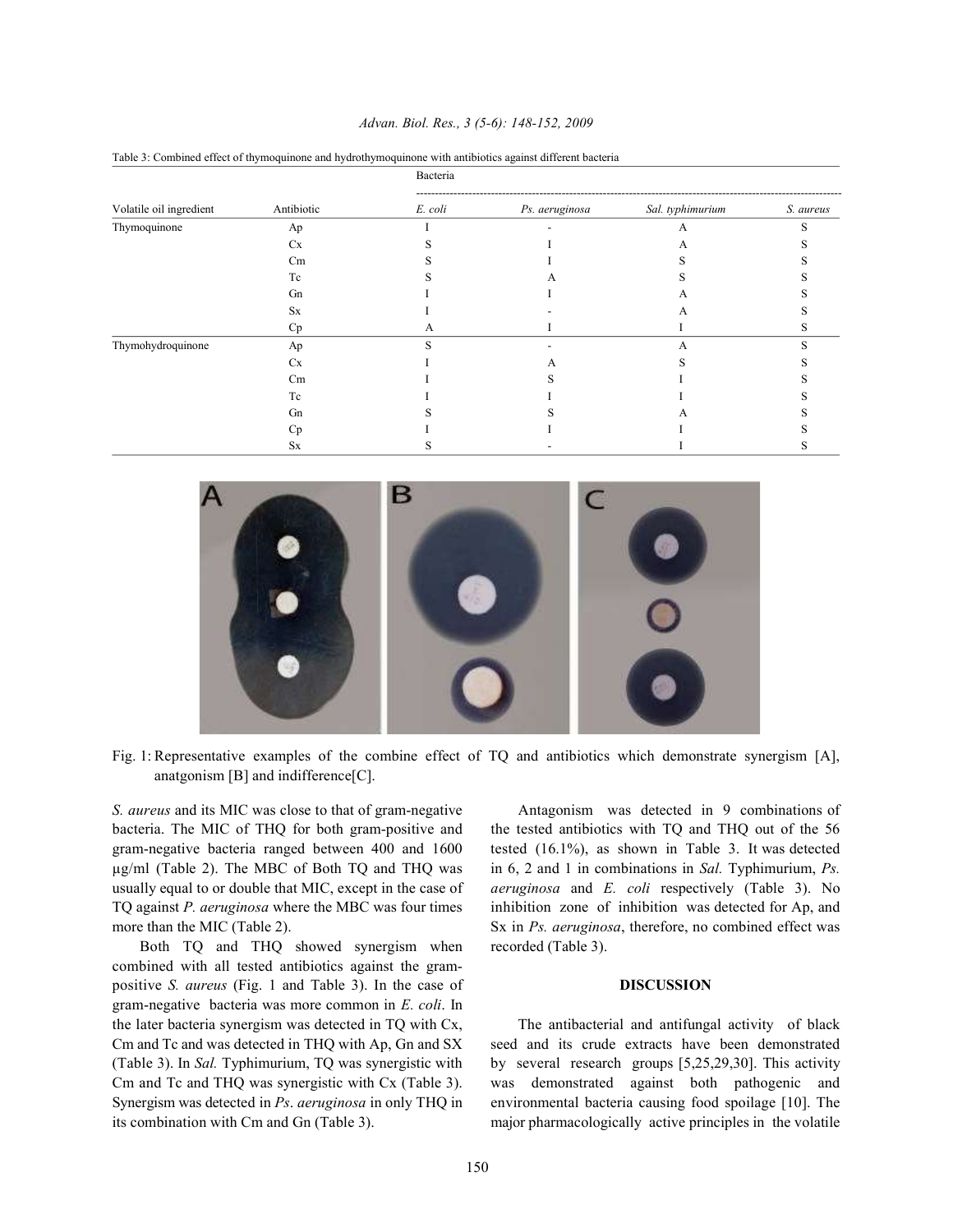Table 3: Combined effect of thymoquinone and hydrothymoquinone with antibiotics against different bacteria

| Volatile oil ingredient | Antibiotic | Bacteria | | | |
|---|---|---|---|---|---|
| | | *E. coli* | *Ps. aeruginosa* | *Sal. typhimurium* | *S. aureus* |
| Thymoquinone | Ap | I | - | A | S |
| | Cx | S | I | A | S |
| | Cm | S | I | S | S |
| | Tc | S | A | S | S |
| | Gn | I | I | A | S |
| | Sx | I | - | A | S |
| | Cp | A | I | I | S |
| Thymohydroquinone | Ap | S | - | A | S |
| | Cx | I | A | S | S |
| | Cm | I | S | I | S |
| | Tc | I | I | I | S |
| | Gn | S | S | A | S |
| | Cp | I | I | I | S |
| | Sx | S | - | I | S |

Fig. 1: Representative examples of the combine effect of TQ and antibiotics which demonstrate synergism [A], anatgonism [B] and indifference[C].

*S. aureus* and its MIC was close to that of gram-negative bacteria. The MIC of THQ for both gram-positive and gram-negative bacteria ranged between 400 and 1600 µg/ml (Table 2). The MBC of Both TQ and THQ was usually equal to or double that MIC, except in the case of TQ against *P. aeruginosa* where the MBC was four times more than the MIC (Table 2).

Both TQ and THQ showed synergism when combined with all tested antibiotics against the gram-positive *S. aureus* (Fig. 1 and Table 3). In the case of gram-negative bacteria was more common in *E. coli*. In the later bacteria synergism was detected in TQ with Cx, Cm and Tc and was detected in THQ with Ap, Gn and SX (Table 3). In *Sal.* Typhimurium, TQ was synergistic with Cm and Tc and THQ was synergistic with Cx (Table 3). Synergism was detected in *Ps*. *aeruginosa* in only THQ in its combination with Cm and Gn (Table 3).

Antagonism was detected in 9 combinations of the tested antibiotics with TQ and THQ out of the 56 tested (16.1%), as shown in Table 3. It was detected in 6, 2 and 1 in combinations in *Sal.* Typhimurium, *Ps. aeruginosa* and *E. coli* respectively (Table 3). No inhibition zone of inhibition was detected for Ap, and Sx in *Ps. aeruginosa*, therefore, no combined effect was recorded (Table 3).

## DISCUSSION

The antibacterial and antifungal activity of black seed and its crude extracts have been demonstrated by several research groups [5,25,29,30]. This activity was demonstrated against both pathogenic and environmental bacteria causing food spoilage [10]. The major pharmacologically active principles in the volatile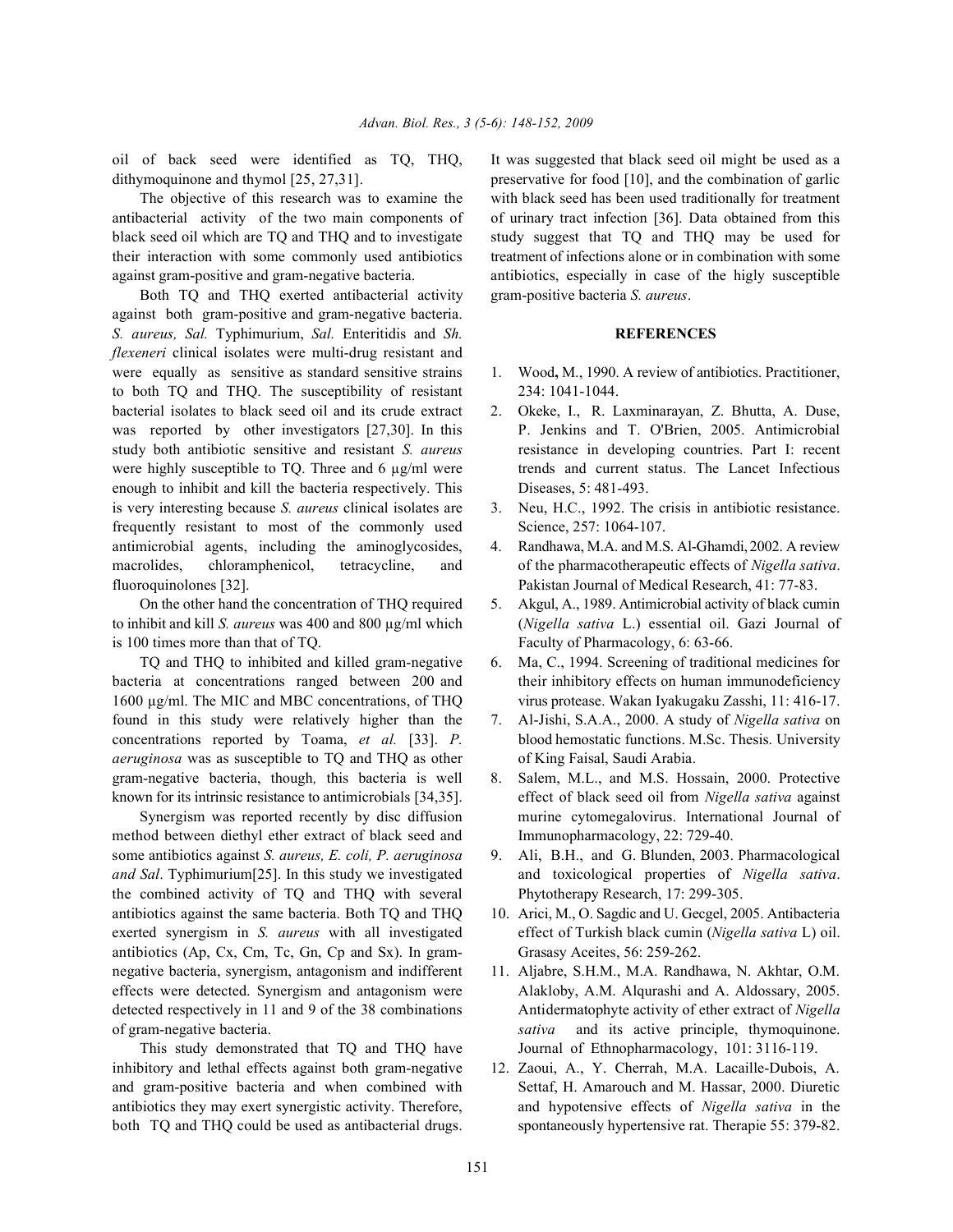oil of back seed were identified as TQ, THQ, dithymoquinone and thymol [25, 27,31].

The objective of this research was to examine the antibacterial activity of the two main components of black seed oil which are TQ and THQ and to investigate their interaction with some commonly used antibiotics against gram-positive and gram-negative bacteria.

Both TQ and THQ exerted antibacterial activity against both gram-positive and gram-negative bacteria. *S. aureus, Sal.* Typhimurium, *Sal.* Enteritidis and *Sh. flexeneri* clinical isolates were multi-drug resistant and were equally as sensitive as standard sensitive strains to both TQ and THQ. The susceptibility of resistant bacterial isolates to black seed oil and its crude extract was reported by other investigators [27,30]. In this study both antibiotic sensitive and resistant *S. aureus* were highly susceptible to TQ. Three and 6 µg/ml were enough to inhibit and kill the bacteria respectively. This is very interesting because *S. aureus* clinical isolates are frequently resistant to most of the commonly used antimicrobial agents, including the aminoglycosides, macrolides, chloramphenicol, tetracycline, and fluoroquinolones [32].

On the other hand the concentration of THQ required to inhibit and kill *S. aureus* was 400 and 800 µg/ml which is 100 times more than that of TQ.

TQ and THQ to inhibited and killed gram-negative bacteria at concentrations ranged between 200 and 1600 µg/ml. The MIC and MBC concentrations, of THQ found in this study were relatively higher than the concentrations reported by Toama, *et al.* [33]. *P. aeruginosa* was as susceptible to TQ and THQ as other gram-negative bacteria, though, this bacteria is well known for its intrinsic resistance to antimicrobials [34,35].

Synergism was reported recently by disc diffusion method between diethyl ether extract of black seed and some antibiotics against *S. aureus, E. coli, P. aeruginosa and Sal*. Typhimurium[25]. In this study we investigated the combined activity of TQ and THQ with several antibiotics against the same bacteria. Both TQ and THQ exerted synergism in *S. aureus* with all investigated antibiotics (Ap, Cx, Cm, Tc, Gn, Cp and Sx). In gram-negative bacteria, synergism, antagonism and indifferent effects were detected. Synergism and antagonism were detected respectively in 11 and 9 of the 38 combinations of gram-negative bacteria.

This study demonstrated that TQ and THQ have inhibitory and lethal effects against both gram-negative and gram-positive bacteria and when combined with antibiotics they may exert synergistic activity. Therefore, both TQ and THQ could be used as antibacterial drugs. It was suggested that black seed oil might be used as a preservative for food [10], and the combination of garlic with black seed has been used traditionally for treatment of urinary tract infection [36]. Data obtained from this study suggest that TQ and THQ may be used for treatment of infections alone or in combination with some antibiotics, especially in case of the higly susceptible gram-positive bacteria *S. aureus*.

## REFERENCES

1. Wood**,** M., 1990. A review of antibiotics. Practitioner, 234: 1041-1044.
2. Okeke, I., R. Laxminarayan, Z. Bhutta, A. Duse, P. Jenkins and T. O'Brien, 2005. Antimicrobial resistance in developing countries. Part I: recent trends and current status. The Lancet Infectious Diseases, 5: 481-493.
3. Neu, H.C., 1992. The crisis in antibiotic resistance. Science, 257: 1064-107.
4. Randhawa, M.A. and M.S. Al-Ghamdi, 2002. A review of the pharmacotherapeutic effects of *Nigella sativa*. Pakistan Journal of Medical Research, 41: 77-83.
5. Akgul, A., 1989. Antimicrobial activity of black cumin (*Nigella sativa* L.) essential oil. Gazi Journal of Faculty of Pharmacology, 6: 63-66.
6. Ma, C., 1994. Screening of traditional medicines for their inhibitory effects on human immunodeficiency virus protease. Wakan Iyakugaku Zasshi, 11: 416-17.
7. Al-Jishi, S.A.A., 2000. A study of *Nigella sativa* on blood hemostatic functions. M.Sc. Thesis. University of King Faisal, Saudi Arabia.
8. Salem, M.L., and M.S. Hossain, 2000. Protective effect of black seed oil from *Nigella sativa* against murine cytomegalovirus. International Journal of Immunopharmacology, 22: 729-40.
9. Ali, B.H., and G. Blunden, 2003. Pharmacological and toxicological properties of *Nigella sativa*. Phytotherapy Research, 17: 299-305.
10. Arici, M., O. Sagdic and U. Gecgel, 2005. Antibacteria effect of Turkish black cumin (*Nigella sativa* L) oil. Grasasy Aceites, 56: 259-262.
11. Aljabre, S.H.M., M.A. Randhawa, N. Akhtar, O.M. Alakloby, A.M. Alqurashi and A. Aldossary, 2005. Antidermatophyte activity of ether extract of *Nigella sativa* and its active principle, thymoquinone. Journal of Ethnopharmacology, 101: 3116-119.
12. Zaoui, A., Y. Cherrah, M.A. Lacaille-Dubois, A. Settaf, H. Amarouch and M. Hassar, 2000. Diuretic and hypotensive effects of *Nigella sativa* in the spontaneously hypertensive rat. Therapie 55: 379-82.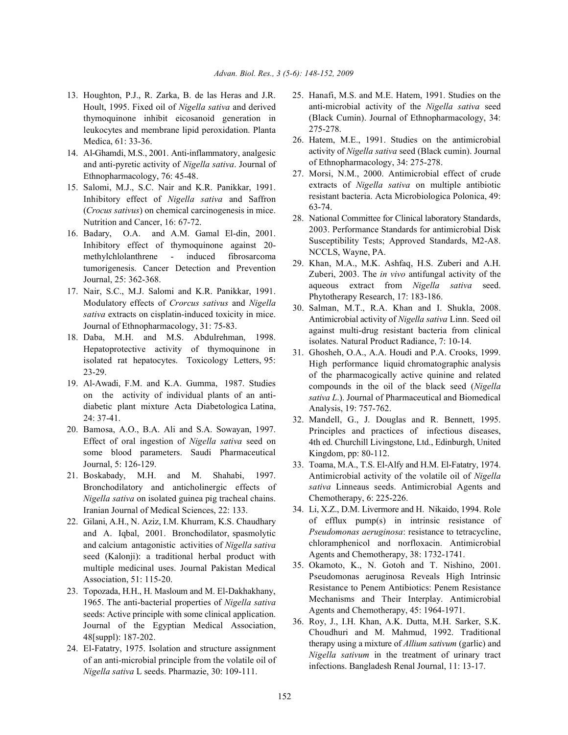13. Houghton, P.J., R. Zarka, B. de las Heras and J.R. Hoult, 1995. Fixed oil of *Nigella sativa* and derived thymoquinone inhibit eicosanoid generation in leukocytes and membrane lipid peroxidation. Planta Medica, 61: 33-36.
14. Al-Ghamdi, M.S., 2001. Anti-inflammatory, analgesic and anti-pyretic activity of *Nigella sativa*. Journal of Ethnopharmacology, 76: 45-48.
15. Salomi, M.J., S.C. Nair and K.R. Panikkar, 1991. Inhibitory effect of *Nigella sativa* and Saffron (*Crocus sativus*) on chemical carcinogenesis in mice. Nutrition and Cancer, 16: 67-72.
16. Badary, O.A. and A.M. Gamal El-din, 2001. Inhibitory effect of thymoquinone against 20-methylchlolanthrene - induced fibrosarcoma tumorigenesis. Cancer Detection and Prevention Journal, 25: 362-368.
17. Nair, S.C., M.J. Salomi and K.R. Panikkar, 1991. Modulatory effects of *Crorcus sativus* and *Nigella sativa* extracts on cisplatin-induced toxicity in mice. Journal of Ethnopharmacology, 31: 75-83.
18. Daba, M.H. and M.S. Abdulrehman, 1998. Hepatoprotective activity of thymoquinone in isolated rat hepatocytes. Toxicology Letters, 95: 23-29.
19. Al-Awadi, F.M. and K.A. Gumma, 1987. Studies on the activity of individual plants of an anti-diabetic plant mixture Acta Diabetologica Latina, 24: 37-41.
20. Bamosa, A.O., B.A. Ali and S.A. Sowayan, 1997. Effect of oral ingestion of *Nigella sativa* seed on some blood parameters. Saudi Pharmaceutical Journal, 5: 126-129.
21. Boskabady, M.H. and M. Shahabi, 1997. Bronchodilatory and anticholinergic effects of *Nigella sativa* on isolated guinea pig tracheal chains. Iranian Journal of Medical Sciences, 22: 133.
22. Gilani, A.H., N. Aziz, I.M. Khurram, K.S. Chaudhary and A. Iqbal, 2001. Bronchodilator, spasmolytic and calcium antagonistic activities of *Nigella sativa* seed (Kalonji): a traditional herbal product with multiple medicinal uses. Journal Pakistan Medical Association, 51: 115-20.
23. Topozada, H.H., H. Masloum and M. El-Dakhakhany, 1965. The anti-bacterial properties of *Nigella sativa* seeds: Active principle with some clinical application. Journal of the Egyptian Medical Association, 48[suppl): 187-202.
24. El-Fatatry, 1975. Isolation and structure assignment of an anti-microbial principle from the volatile oil of *Nigella sativa* L seeds. Pharmazie, 30: 109-111.
25. Hanafi, M.S. and M.E. Hatem, 1991. Studies on the anti-microbial activity of the *Nigella sativa* seed (Black Cumin). Journal of Ethnopharmacology, 34: 275-278.
26. Hatem, M.E., 1991. Studies on the antimicrobial activity of *Nigella sativa* seed (Black cumin). Journal of Ethnopharmacology, 34: 275-278.
27. Morsi, N.M., 2000. Antimicrobial effect of crude extracts of *Nigella sativa* on multiple antibiotic resistant bacteria. Acta Microbiologica Polonica, 49: 63-74.
28. National Committee for Clinical laboratory Standards, 2003. Performance Standards for antimicrobial Disk Susceptibility Tests; Approved Standards, M2-A8. NCCLS, Wayne, PA.
29. Khan, M.A., M.K. Ashfaq, H.S. Zuberi and A.H. Zuberi, 2003. The *in vivo* antifungal activity of the aqueous extract from *Nigella sativa* seed. Phytotherapy Research, 17: 183-186.
30. Salman, M.T., R.A. Khan and I. Shukla, 2008. Antimicrobial activity of *Nigella sativa* Linn. Seed oil against multi-drug resistant bacteria from clinical isolates. Natural Product Radiance, 7: 10-14.
31. Ghosheh, O.A., A.A. Houdi and P.A. Crooks, 1999. High performance liquid chromatographic analysis of the pharmacogically active quinine and related compounds in the oil of the black seed (*Nigella sativa L.*). Journal of Pharmaceutical and Biomedical Analysis, 19: 757-762.
32. Mandell, G., J. Douglas and R. Bennett, 1995. Principles and practices of infectious diseases, 4th ed. Churchill Livingstone, Ltd., Edinburgh, United Kingdom, pp: 80-112.
33. Toama, M.A., T.S. El-Alfy and H.M. El-Fatatry, 1974. Antimicrobial activity of the volatile oil of *Nigella sativa* Linneaus seeds. Antimicrobial Agents and Chemotherapy, 6: 225-226.
34. Li, X.Z., D.M. Livermore and H. Nikaido, 1994. Role of efflux pump(s) in intrinsic resistance of *Pseudomonas aeruginosa*: resistance to tetracycline, chloramphenicol and norfloxacin. Antimicrobial Agents and Chemotherapy, 38: 1732-1741.
35. Okamoto, K., N. Gotoh and T. Nishino, 2001. Pseudomonas aeruginosa Reveals High Intrinsic Resistance to Penem Antibiotics: Penem Resistance Mechanisms and Their Interplay. Antimicrobial Agents and Chemotherapy, 45: 1964-1971.
36. Roy, J., I.H. Khan, A.K. Dutta, M.H. Sarker, S.K. Choudhuri and M. Mahmud, 1992. Traditional therapy using a mixture of *Allium sativum* (garlic) and *Nigella sativum* in the treatment of urinary tract infections. Bangladesh Renal Journal, 11: 13-17.